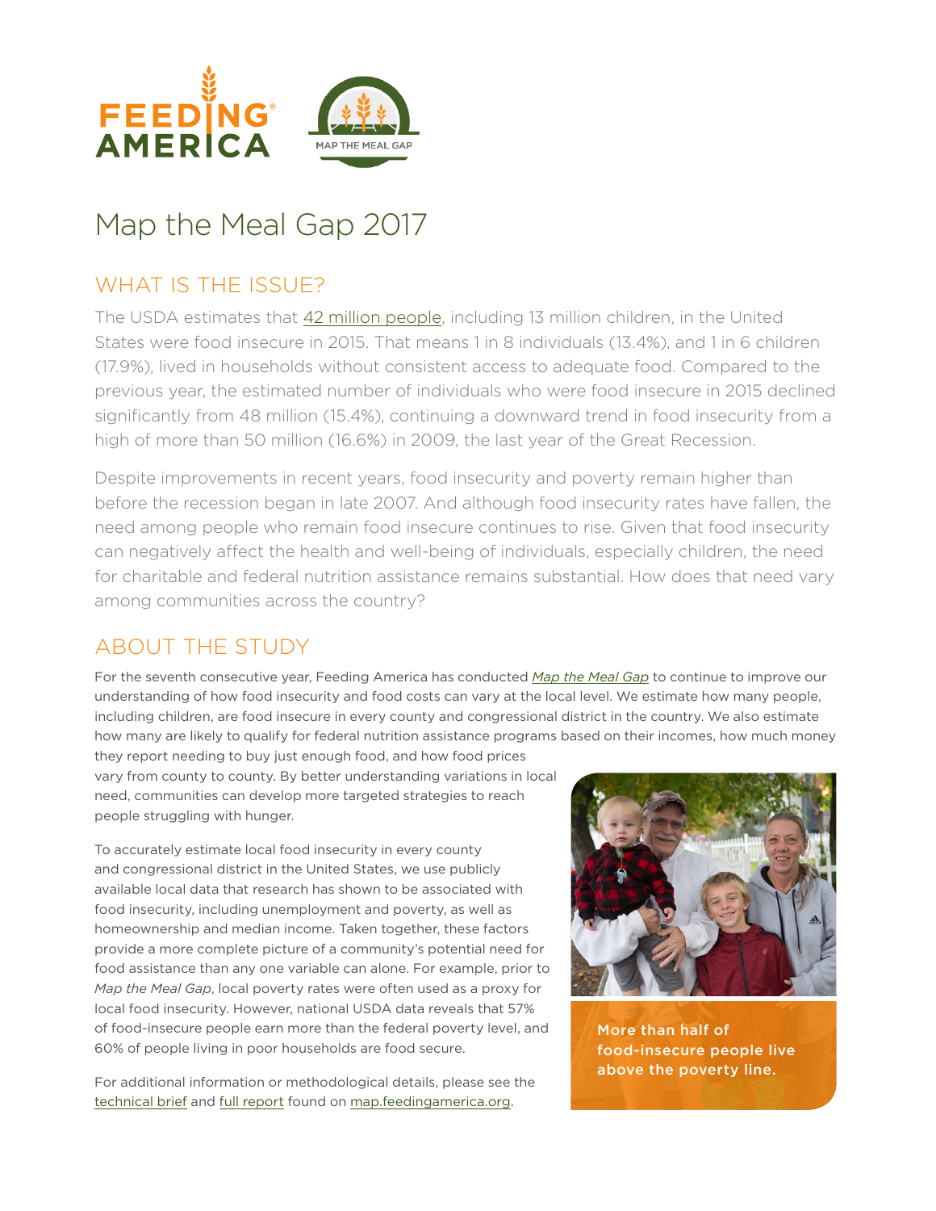# Map the Meal Gap 2017

## WHAT IS THE ISSUE?

The USDA estimates that 42 million people, including 13 million children, in the United States were food insecure in 2015. That means 1 in 8 individuals (13.4%), and 1 in 6 children (17.9%), lived in households without consistent access to adequate food. Compared to the previous year, the estimated number of individuals who were food insecure in 2015 declined significantly from 48 million (15.4%), continuing a downward trend in food insecurity from a high of more than 50 million (16.6%) in 2009, the last year of the Great Recession.

Despite improvements in recent years, food insecurity and poverty remain higher than before the recession began in late 2007. And although food insecurity rates have fallen, the need among people who remain food insecure continues to rise. Given that food insecurity can negatively affect the health and well-being of individuals, especially children, the need for charitable and federal nutrition assistance remains substantial. How does that need vary among communities across the country?

## ABOUT THE STUDY

For the seventh consecutive year, Feeding America has conducted *Map the Meal Gap* to continue to improve our understanding of how food insecurity and food costs can vary at the local level. We estimate how many people, including children, are food insecure in every county and congressional district in the country. We also estimate how many are likely to qualify for federal nutrition assistance programs based on their incomes, how much money they report needing to buy just enough food, and how food prices vary from county to county. By better understanding variations in local need, communities can develop more targeted strategies to reach people struggling with hunger.

To accurately estimate local food insecurity in every county and congressional district in the United States, we use publicly available local data that research has shown to be associated with food insecurity, including unemployment and poverty, as well as homeownership and median income. Taken together, these factors provide a more complete picture of a community's potential need for food assistance than any one variable can alone. For example, prior to *Map the Meal Gap*, local poverty rates were often used as a proxy for local food insecurity. However, national USDA data reveals that 57% of food-insecure people earn more than the federal poverty level, and 60% of people living in poor households are food secure.

For additional information or methodological details, please see the technical brief and full report found on map.feedingamerica.org.

More than half of food-insecure people live above the poverty line.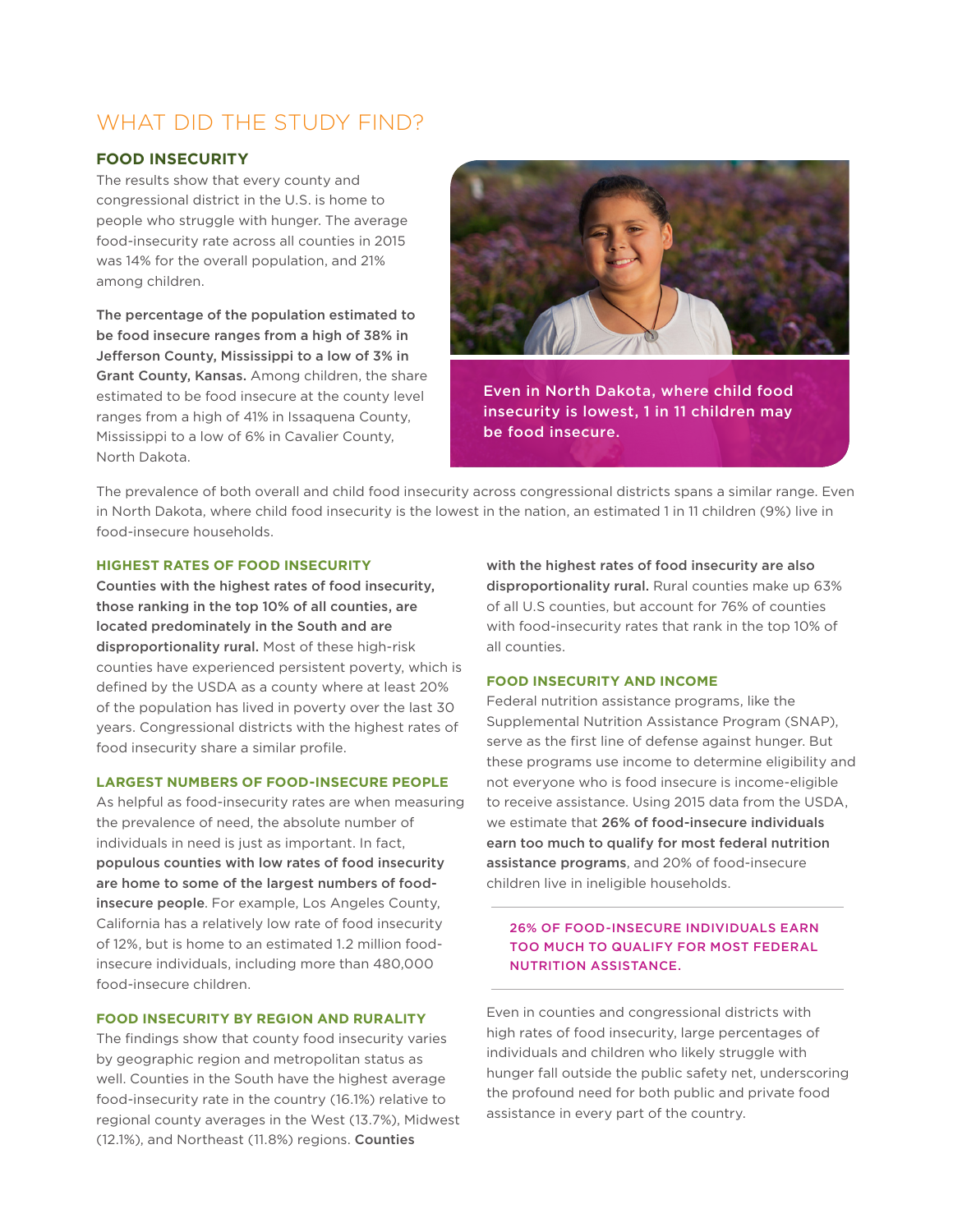# WHAT DID THE STUDY FIND?

## FOOD INSECURITY

The results show that every county and congressional district in the U.S. is home to people who struggle with hunger. The average food-insecurity rate across all counties in 2015 was 14% for the overall population, and 21% among children.

**The percentage of the population estimated to be food insecure ranges from a high of 38% in Jefferson County, Mississippi to a low of 3% in Grant County, Kansas.** Among children, the share estimated to be food insecure at the county level ranges from a high of 41% in Issaquena County, Mississippi to a low of 6% in Cavalier County, North Dakota.

Even in North Dakota, where child food insecurity is lowest, 1 in 11 children may be food insecure.

The prevalence of both overall and child food insecurity across congressional districts spans a similar range. Even in North Dakota, where child food insecurity is the lowest in the nation, an estimated 1 in 11 children (9%) live in food-insecure households.

### HIGHEST RATES OF FOOD INSECURITY

**Counties with the highest rates of food insecurity, those ranking in the top 10% of all counties, are located predominately in the South and are disproportionality rural.** Most of these high-risk counties have experienced persistent poverty, which is defined by the USDA as a county where at least 20% of the population has lived in poverty over the last 30 years. Congressional districts with the highest rates of food insecurity share a similar profile.

### LARGEST NUMBERS OF FOOD-INSECURE PEOPLE

As helpful as food-insecurity rates are when measuring the prevalence of need, the absolute number of individuals in need is just as important. In fact, **populous counties with low rates of food insecurity are home to some of the largest numbers of food-insecure people**. For example, Los Angeles County, California has a relatively low rate of food insecurity of 12%, but is home to an estimated 1.2 million food-insecure individuals, including more than 480,000 food-insecure children.

### FOOD INSECURITY BY REGION AND RURALITY

The findings show that county food insecurity varies by geographic region and metropolitan status as well. Counties in the South have the highest average food-insecurity rate in the country (16.1%) relative to regional county averages in the West (13.7%), Midwest (12.1%), and Northeast (11.8%) regions. **Counties with the highest rates of food insecurity are also disproportionality rural.** Rural counties make up 63% of all U.S counties, but account for 76% of counties with food-insecurity rates that rank in the top 10% of all counties.

### FOOD INSECURITY AND INCOME

Federal nutrition assistance programs, like the Supplemental Nutrition Assistance Program (SNAP), serve as the first line of defense against hunger. But these programs use income to determine eligibility and not everyone who is food insecure is income-eligible to receive assistance. Using 2015 data from the USDA, we estimate that **26% of food-insecure individuals earn too much to qualify for most federal nutrition assistance programs**, and 20% of food-insecure children live in ineligible households.

26% OF FOOD-INSECURE INDIVIDUALS EARN TOO MUCH TO QUALIFY FOR MOST FEDERAL NUTRITION ASSISTANCE.

Even in counties and congressional districts with high rates of food insecurity, large percentages of individuals and children who likely struggle with hunger fall outside the public safety net, underscoring the profound need for both public and private food assistance in every part of the country.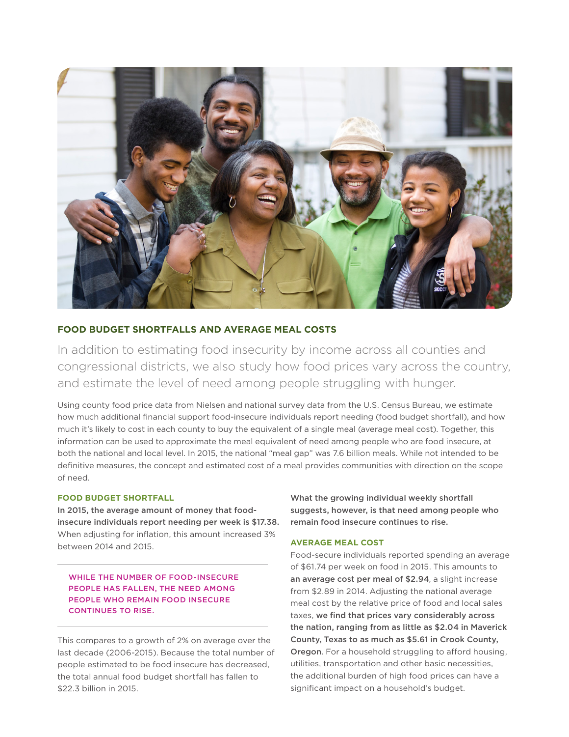## FOOD BUDGET SHORTFALLS AND AVERAGE MEAL COSTS

In addition to estimating food insecurity by income across all counties and congressional districts, we also study how food prices vary across the country, and estimate the level of need among people struggling with hunger.

Using county food price data from Nielsen and national survey data from the U.S. Census Bureau, we estimate how much additional financial support food-insecure individuals report needing (food budget shortfall), and how much it's likely to cost in each county to buy the equivalent of a single meal (average meal cost). Together, this information can be used to approximate the meal equivalent of need among people who are food insecure, at both the national and local level. In 2015, the national "meal gap" was 7.6 billion meals. While not intended to be definitive measures, the concept and estimated cost of a meal provides communities with direction on the scope of need.

### FOOD BUDGET SHORTFALL

**In 2015, the average amount of money that food-insecure individuals report needing per week is $17.38.** When adjusting for inflation, this amount increased 3% between 2014 and 2015.

WHILE THE NUMBER OF FOOD-INSECURE PEOPLE HAS FALLEN, THE NEED AMONG PEOPLE WHO REMAIN FOOD INSECURE CONTINUES TO RISE.

This compares to a growth of 2% on average over the last decade (2006-2015). Because the total number of people estimated to be food insecure has decreased, the total annual food budget shortfall has fallen to $22.3 billion in 2015.

**What the growing individual weekly shortfall suggests, however, is that need among people who remain food insecure continues to rise.**

### AVERAGE MEAL COST

Food-secure individuals reported spending an average of $61.74 per week on food in 2015. This amounts to **an average cost per meal of $2.94**, a slight increase from $2.89 in 2014. Adjusting the national average meal cost by the relative price of food and local sales taxes, **we find that prices vary considerably across the nation, ranging from as little as $2.04 in Maverick County, Texas to as much as $5.61 in Crook County, Oregon**. For a household struggling to afford housing, utilities, transportation and other basic necessities, the additional burden of high food prices can have a significant impact on a household's budget.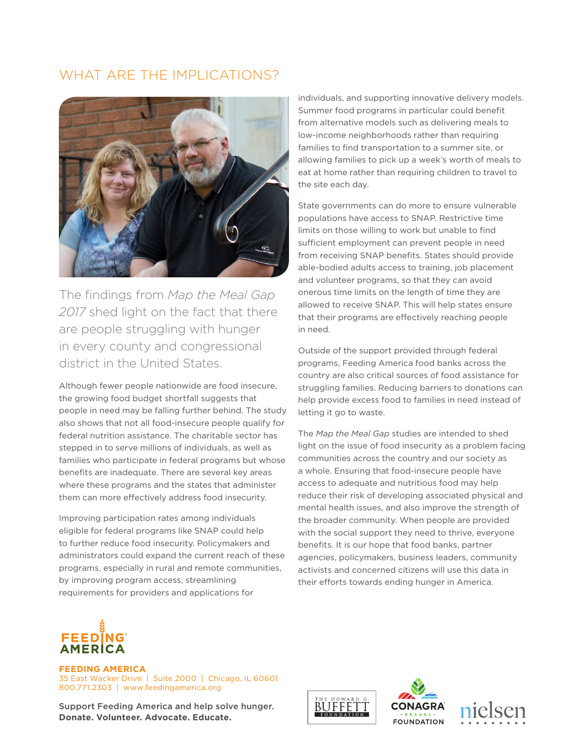## WHAT ARE THE IMPLICATIONS?

The findings from *Map the Meal Gap 2017* shed light on the fact that there are people struggling with hunger in every county and congressional district in the United States.

Although fewer people nationwide are food insecure, the growing food budget shortfall suggests that people in need may be falling further behind. The study also shows that not all food-insecure people qualify for federal nutrition assistance. The charitable sector has stepped in to serve millions of individuals, as well as families who participate in federal programs but whose benefits are inadequate. There are several key areas where these programs and the states that administer them can more effectively address food insecurity.

Improving participation rates among individuals eligible for federal programs like SNAP could help to further reduce food insecurity. Policymakers and administrators could expand the current reach of these programs, especially in rural and remote communities, by improving program access, streamlining requirements for providers and applications for individuals, and supporting innovative delivery models. Summer food programs in particular could benefit from alternative models such as delivering meals to low-income neighborhoods rather than requiring families to find transportation to a summer site, or allowing families to pick up a week's worth of meals to eat at home rather than requiring children to travel to the site each day.

State governments can do more to ensure vulnerable populations have access to SNAP. Restrictive time limits on those willing to work but unable to find sufficient employment can prevent people in need from receiving SNAP benefits. States should provide able-bodied adults access to training, job placement and volunteer programs, so that they can avoid onerous time limits on the length of time they are allowed to receive SNAP. This will help states ensure that their programs are effectively reaching people in need.

Outside of the support provided through federal programs, Feeding America food banks across the country are also critical sources of food assistance for struggling families. Reducing barriers to donations can help provide excess food to families in need instead of letting it go to waste.

The *Map the Meal Gap* studies are intended to shed light on the issue of food insecurity as a problem facing communities across the country and our society as a whole. Ensuring that food-insecure people have access to adequate and nutritious food may help reduce their risk of developing associated physical and mental health issues, and also improve the strength of the broader community. When people are provided with the social support they need to thrive, everyone benefits. It is our hope that food banks, partner agencies, policymakers, business leaders, community activists and concerned citizens will use this data in their efforts towards ending hunger in America.

**FEEDING AMERICA**
35 East Wacker Drive | Suite 2000 | Chicago, IL 60601
800.771.2303 | www.feedingamerica.org

**Support Feeding America and help solve hunger.**
**Donate. Volunteer. Advocate. Educate.**

THE HOWARD G. BUFFETT FOUNDATION

CONAGRA BRANDS FOUNDATION

nielsen